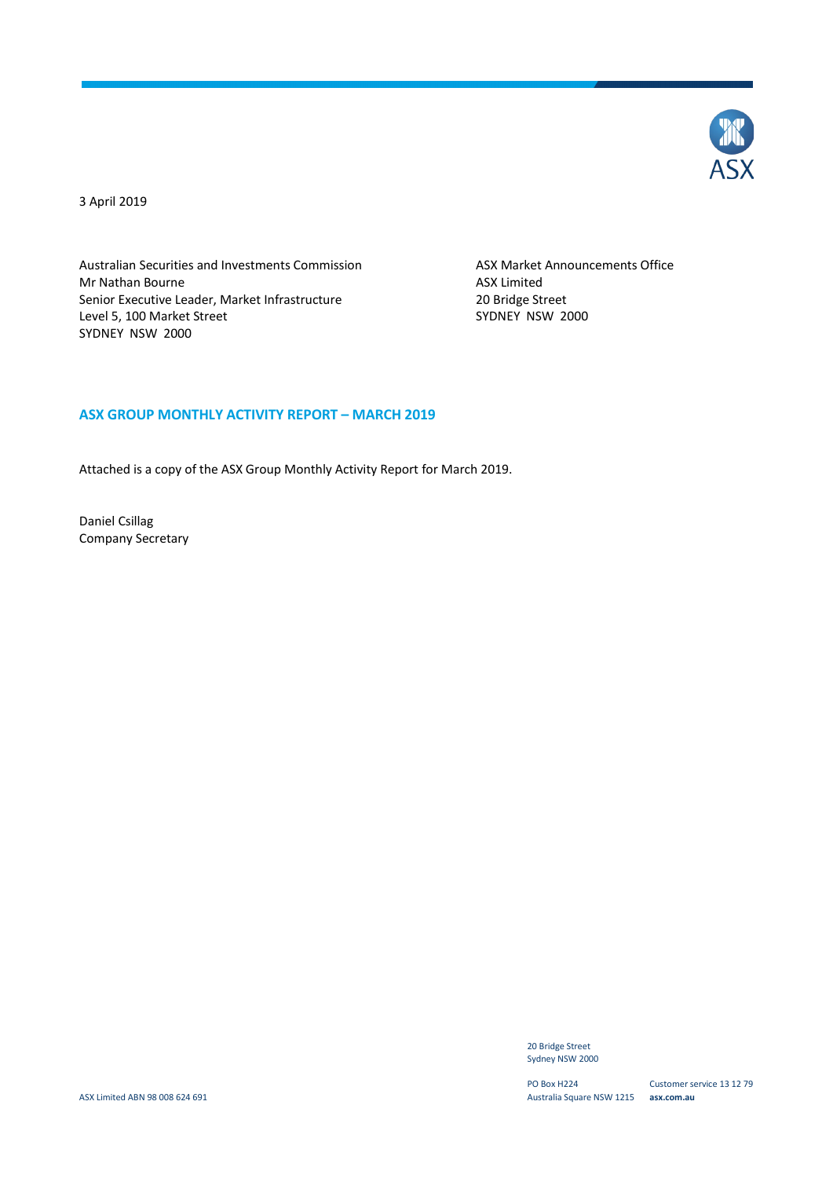3 April 2019

Australian Securities and Investments Commission
Mr Nathan Bourne
Senior Executive Leader, Market Infrastructure
Level 5, 100 Market Street
SYDNEY NSW 2000

ASX Market Announcements Office
ASX Limited
20 Bridge Street
SYDNEY NSW 2000

## ASX GROUP MONTHLY ACTIVITY REPORT – MARCH 2019

Attached is a copy of the ASX Group Monthly Activity Report for March 2019.

Daniel Csillag
Company Secretary

20 Bridge Street
Sydney NSW 2000

PO Box H224
Australia Square NSW 1215

Customer service 13 12 79
**asx.com.au**

ASX Limited ABN 98 008 624 691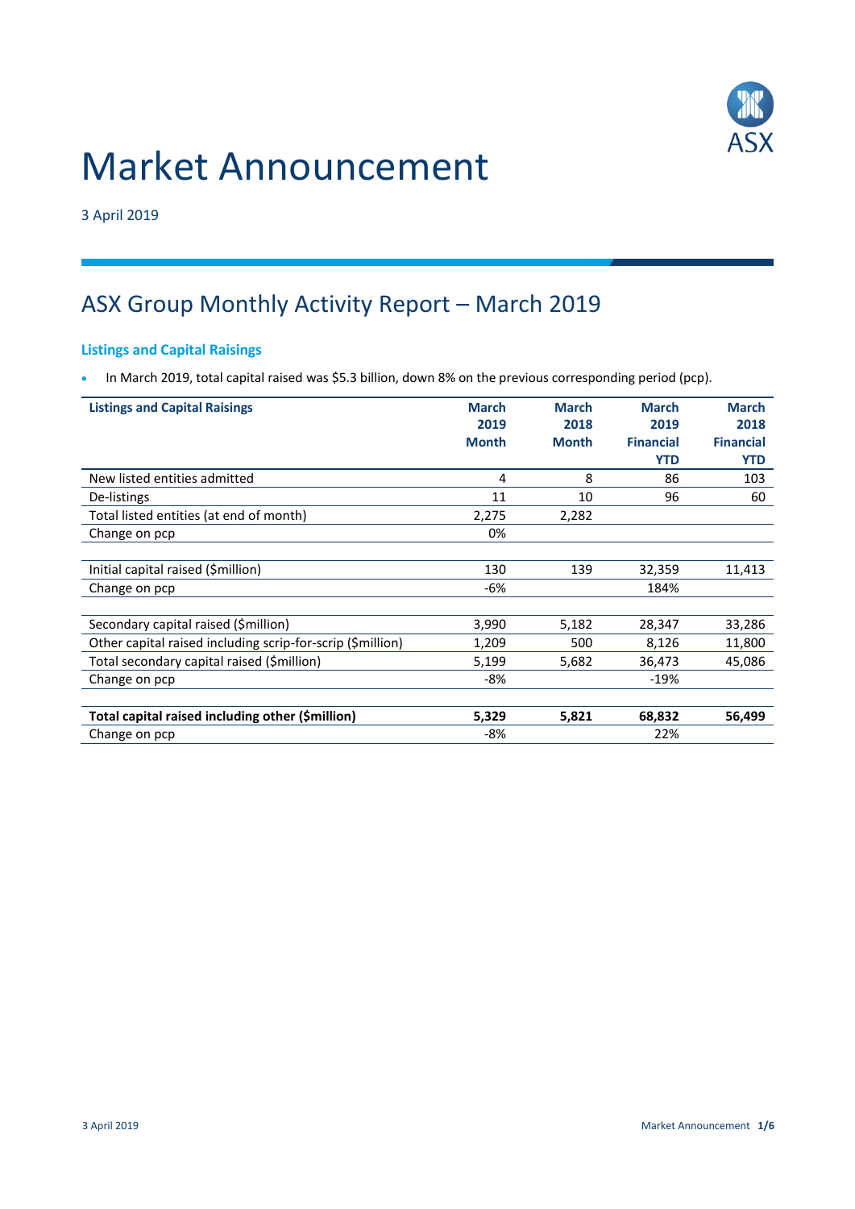# Market Announcement

3 April 2019

## ASX Group Monthly Activity Report – March 2019

### Listings and Capital Raisings

- In March 2019, total capital raised was $5.3 billion, down 8% on the previous corresponding period (pcp).

| Listings and Capital Raisings | March 2019 Month | March 2018 Month | March 2019 Financial YTD | March 2018 Financial YTD |
|---|---|---|---|---|
| New listed entities admitted | 4 | 8 | 86 | 103 |
| De-listings | 11 | 10 | 96 | 60 |
| Total listed entities (at end of month) | 2,275 | 2,282 | | |
| Change on pcp | 0% | | | |
| | | | | |
| Initial capital raised ($million) | 130 | 139 | 32,359 | 11,413 |
| Change on pcp | -6% | | 184% | |
| | | | | |
| Secondary capital raised ($million) | 3,990 | 5,182 | 28,347 | 33,286 |
| Other capital raised including scrip-for-scrip ($million) | 1,209 | 500 | 8,126 | 11,800 |
| Total secondary capital raised ($million) | 5,199 | 5,682 | 36,473 | 45,086 |
| Change on pcp | -8% | | -19% | |
| | | | | |
| **Total capital raised including other ($million)** | **5,329** | **5,821** | **68,832** | **56,499** |
| Change on pcp | -8% | | 22% | |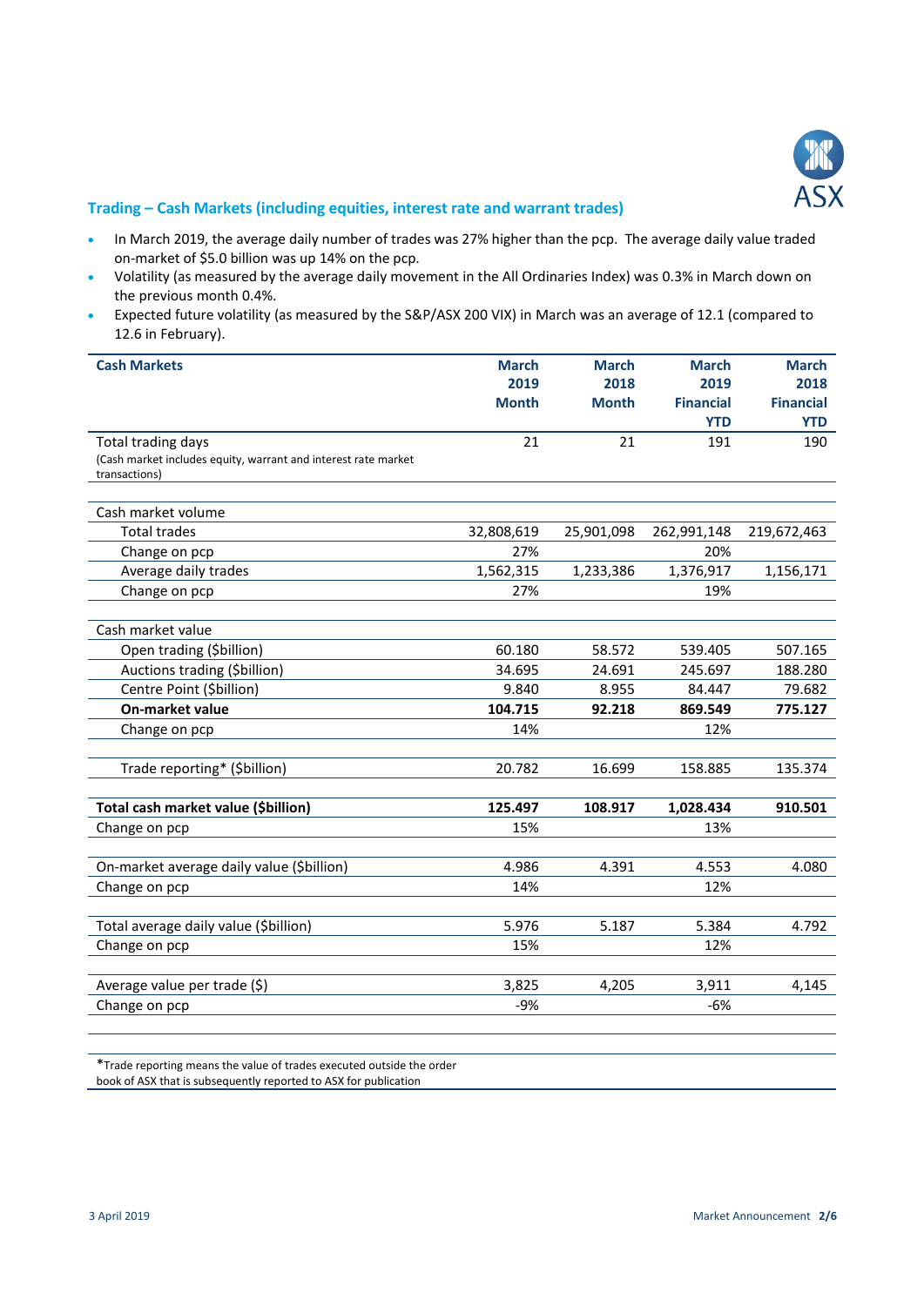## Trading – Cash Markets (including equities, interest rate and warrant trades)

- In March 2019, the average daily number of trades was 27% higher than the pcp. The average daily value traded on-market of $5.0 billion was up 14% on the pcp.
- Volatility (as measured by the average daily movement in the All Ordinaries Index) was 0.3% in March down on the previous month 0.4%.
- Expected future volatility (as measured by the S&P/ASX 200 VIX) in March was an average of 12.1 (compared to 12.6 in February).

| Cash Markets | March 2019 Month | March 2018 Month | March 2019 Financial YTD | March 2018 Financial YTD |
|---|---|---|---|---|
| Total trading days<br>(Cash market includes equity, warrant and interest rate market transactions) | 21 | 21 | 191 | 190 |
| | | | | |
| Cash market volume | | | | |
| Total trades | 32,808,619 | 25,901,098 | 262,991,148 | 219,672,463 |
| Change on pcp | 27% | | 20% | |
| Average daily trades | 1,562,315 | 1,233,386 | 1,376,917 | 1,156,171 |
| Change on pcp | 27% | | 19% | |
| | | | | |
| Cash market value | | | | |
| Open trading ($billion) | 60.180 | 58.572 | 539.405 | 507.165 |
| Auctions trading ($billion) | 34.695 | 24.691 | 245.697 | 188.280 |
| Centre Point ($billion) | 9.840 | 8.955 | 84.447 | 79.682 |
| **On-market value** | **104.715** | **92.218** | **869.549** | **775.127** |
| Change on pcp | 14% | | 12% | |
| | | | | |
| Trade reporting* ($billion) | 20.782 | 16.699 | 158.885 | 135.374 |
| | | | | |
| **Total cash market value ($billion)** | **125.497** | **108.917** | **1,028.434** | **910.501** |
| Change on pcp | 15% | | 13% | |
| | | | | |
| On-market average daily value ($billion) | 4.986 | 4.391 | 4.553 | 4.080 |
| Change on pcp | 14% | | 12% | |
| | | | | |
| Total average daily value ($billion) | 5.976 | 5.187 | 5.384 | 4.792 |
| Change on pcp | 15% | | 12% | |
| | | | | |
| Average value per trade ($) | 3,825 | 4,205 | 3,911 | 4,145 |
| Change on pcp | -9% | | -6% | |

*Trade reporting means the value of trades executed outside the order book of ASX that is subsequently reported to ASX for publication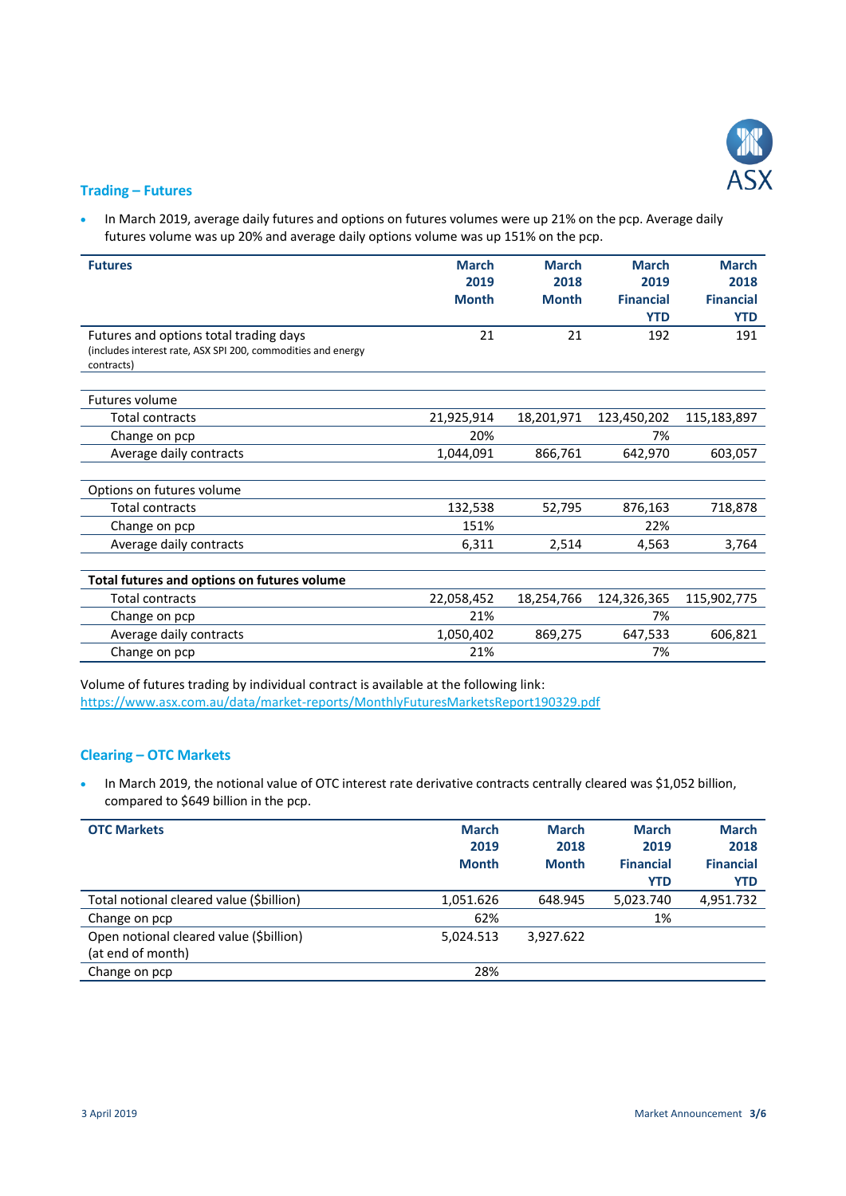## Trading – Futures

- In March 2019, average daily futures and options on futures volumes were up 21% on the pcp. Average daily futures volume was up 20% and average daily options volume was up 151% on the pcp.

| Futures | March 2019 Month | March 2018 Month | March 2019 Financial YTD | March 2018 Financial YTD |
|---|---|---|---|---|
| Futures and options total trading days (includes interest rate, ASX SPI 200, commodities and energy contracts) | 21 | 21 | 192 | 191 |
| | | | | |
| Futures volume | | | | |
| Total contracts | 21,925,914 | 18,201,971 | 123,450,202 | 115,183,897 |
| Change on pcp | 20% | | 7% | |
| Average daily contracts | 1,044,091 | 866,761 | 642,970 | 603,057 |
| | | | | |
| Options on futures volume | | | | |
| Total contracts | 132,538 | 52,795 | 876,163 | 718,878 |
| Change on pcp | 151% | | 22% | |
| Average daily contracts | 6,311 | 2,514 | 4,563 | 3,764 |
| | | | | |
| **Total futures and options on futures volume** | | | | |
| Total contracts | 22,058,452 | 18,254,766 | 124,326,365 | 115,902,775 |
| Change on pcp | 21% | | 7% | |
| Average daily contracts | 1,050,402 | 869,275 | 647,533 | 606,821 |
| Change on pcp | 21% | | 7% | |

Volume of futures trading by individual contract is available at the following link:
https://www.asx.com.au/data/market-reports/MonthlyFuturesMarketsReport190329.pdf

## Clearing – OTC Markets

- In March 2019, the notional value of OTC interest rate derivative contracts centrally cleared was $1,052 billion, compared to $649 billion in the pcp.

| OTC Markets | March 2019 Month | March 2018 Month | March 2019 Financial YTD | March 2018 Financial YTD |
|---|---|---|---|---|
| Total notional cleared value ($billion) | 1,051.626 | 648.945 | 5,023.740 | 4,951.732 |
| Change on pcp | 62% | | 1% | |
| Open notional cleared value ($billion) (at end of month) | 5,024.513 | 3,927.622 | | |
| Change on pcp | 28% | | | |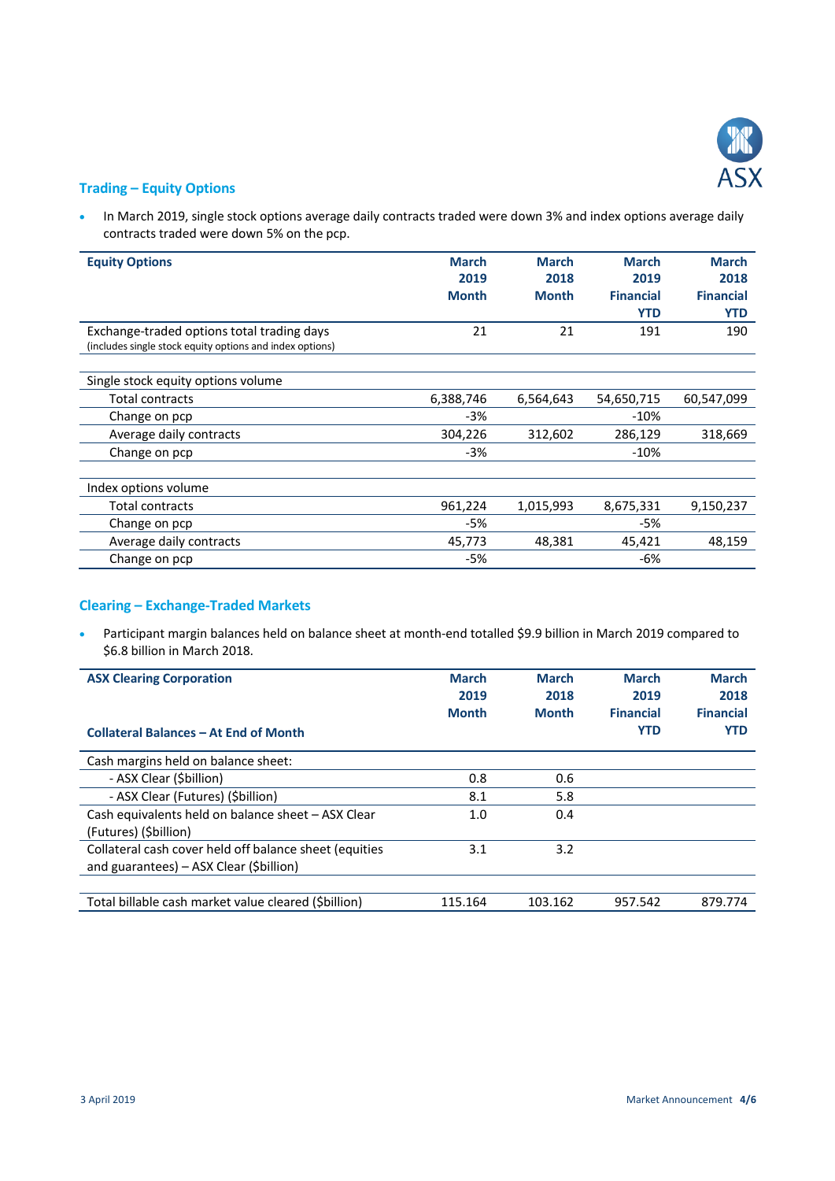## Trading – Equity Options

- In March 2019, single stock options average daily contracts traded were down 3% and index options average daily contracts traded were down 5% on the pcp.

| Equity Options | March 2019 Month | March 2018 Month | March 2019 Financial YTD | March 2018 Financial YTD |
|---|---|---|---|---|
| Exchange-traded options total trading days (includes single stock equity options and index options) | 21 | 21 | 191 | 190 |
| | | | | |
| Single stock equity options volume | | | | |
| Total contracts | 6,388,746 | 6,564,643 | 54,650,715 | 60,547,099 |
| Change on pcp | -3% | | -10% | |
| Average daily contracts | 304,226 | 312,602 | 286,129 | 318,669 |
| Change on pcp | -3% | | -10% | |
| | | | | |
| Index options volume | | | | |
| Total contracts | 961,224 | 1,015,993 | 8,675,331 | 9,150,237 |
| Change on pcp | -5% | | -5% | |
| Average daily contracts | 45,773 | 48,381 | 45,421 | 48,159 |
| Change on pcp | -5% | | -6% | |

## Clearing – Exchange-Traded Markets

- Participant margin balances held on balance sheet at month-end totalled $9.9 billion in March 2019 compared to $6.8 billion in March 2018.

| ASX Clearing Corporation<br>Collateral Balances – At End of Month | March 2019 Month | March 2018 Month | March 2019 Financial YTD | March 2018 Financial YTD |
|---|---|---|---|---|
| Cash margins held on balance sheet: | | | | |
| - ASX Clear ($billion) | 0.8 | 0.6 | | |
| - ASX Clear (Futures) ($billion) | 8.1 | 5.8 | | |
| Cash equivalents held on balance sheet – ASX Clear (Futures) ($billion) | 1.0 | 0.4 | | |
| Collateral cash cover held off balance sheet (equities and guarantees) – ASX Clear ($billion) | 3.1 | 3.2 | | |
| | | | | |
| Total billable cash market value cleared ($billion) | 115.164 | 103.162 | 957.542 | 879.774 |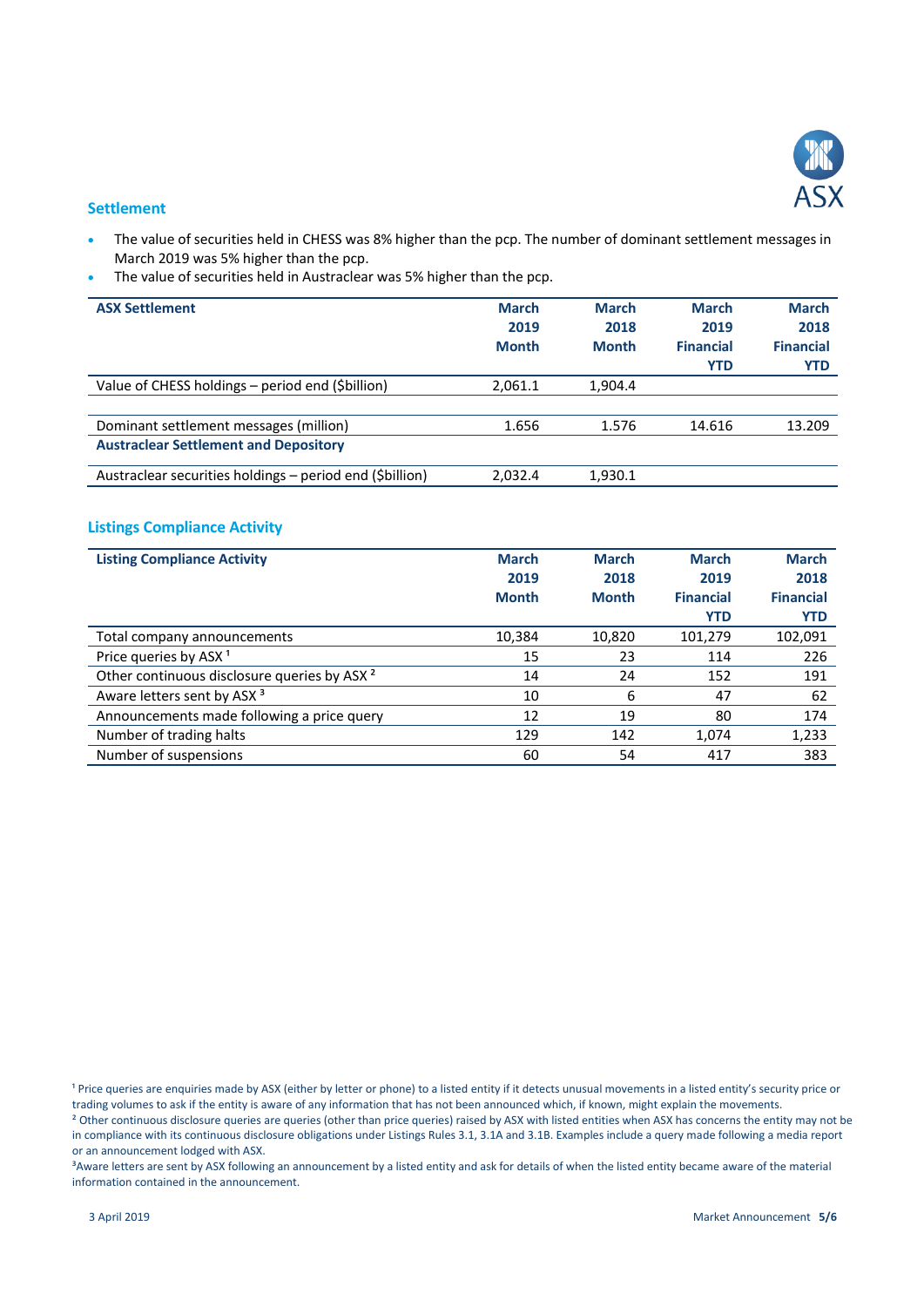## Settlement

- The value of securities held in CHESS was 8% higher than the pcp. The number of dominant settlement messages in March 2019 was 5% higher than the pcp.
- The value of securities held in Austraclear was 5% higher than the pcp.

| ASX Settlement | March 2019 Month | March 2018 Month | March 2019 Financial YTD | March 2018 Financial YTD |
|---|---|---|---|---|
| Value of CHESS holdings – period end ($billion) | 2,061.1 | 1,904.4 | | |
| | | | | |
| Dominant settlement messages (million) | 1.656 | 1.576 | 14.616 | 13.209 |
| **Austraclear Settlement and Depository** | | | | |
| Austraclear securities holdings – period end ($billion) | 2,032.4 | 1,930.1 | | |

## Listings Compliance Activity

| Listing Compliance Activity | March 2019 Month | March 2018 Month | March 2019 Financial YTD | March 2018 Financial YTD |
|---|---|---|---|---|
| Total company announcements | 10,384 | 10,820 | 101,279 | 102,091 |
| Price queries by ASX [1] | 15 | 23 | 114 | 226 |
| Other continuous disclosure queries by ASX [2] | 14 | 24 | 152 | 191 |
| Aware letters sent by ASX [3] | 10 | 6 | 47 | 62 |
| Announcements made following a price query | 12 | 19 | 80 | 174 |
| Number of trading halts | 129 | 142 | 1,074 | 1,233 |
| Number of suspensions | 60 | 54 | 417 | 383 |

[1] Price queries are enquiries made by ASX (either by letter or phone) to a listed entity if it detects unusual movements in a listed entity's security price or trading volumes to ask if the entity is aware of any information that has not been announced which, if known, might explain the movements.

[2] Other continuous disclosure queries are queries (other than price queries) raised by ASX with listed entities when ASX has concerns the entity may not be in compliance with its continuous disclosure obligations under Listings Rules 3.1, 3.1A and 3.1B. Examples include a query made following a media report or an announcement lodged with ASX.

[3] Aware letters are sent by ASX following an announcement by a listed entity and ask for details of when the listed entity became aware of the material information contained in the announcement.

3 April 2019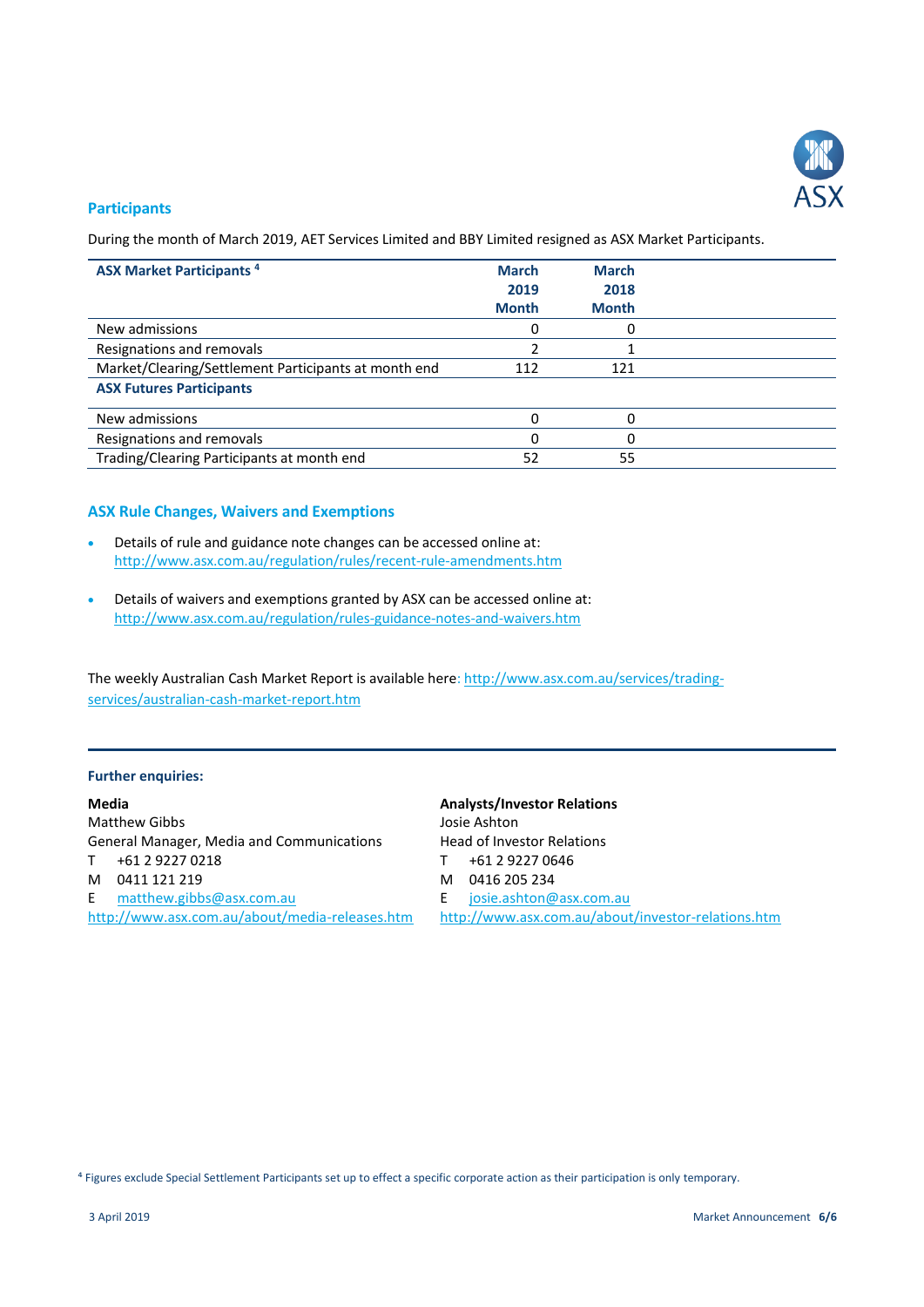## Participants

During the month of March 2019, AET Services Limited and BBY Limited resigned as ASX Market Participants.

| ASX Market Participants [4] | March 2019 Month | March 2018 Month |
|---|---|---|
| New admissions | 0 | 0 |
| Resignations and removals | 2 | 1 |
| Market/Clearing/Settlement Participants at month end | 112 | 121 |
| **ASX Futures Participants** | | |
| New admissions | 0 | 0 |
| Resignations and removals | 0 | 0 |
| Trading/Clearing Participants at month end | 52 | 55 |

## ASX Rule Changes, Waivers and Exemptions

- Details of rule and guidance note changes can be accessed online at: http://www.asx.com.au/regulation/rules/recent-rule-amendments.htm
- Details of waivers and exemptions granted by ASX can be accessed online at: http://www.asx.com.au/regulation/rules-guidance-notes-and-waivers.htm

The weekly Australian Cash Market Report is available here: http://www.asx.com.au/services/trading-services/australian-cash-market-report.htm

**Further enquiries:**

**Media**
Matthew Gibbs
General Manager, Media and Communications
T +61 2 9227 0218
M 0411 121 219
E matthew.gibbs@asx.com.au
http://www.asx.com.au/about/media-releases.htm

**Analysts/Investor Relations**
Josie Ashton
Head of Investor Relations
T +61 2 9227 0646
M 0416 205 234
E josie.ashton@asx.com.au
http://www.asx.com.au/about/investor-relations.htm

[4] Figures exclude Special Settlement Participants set up to effect a specific corporate action as their participation is only temporary.

3 April 2019